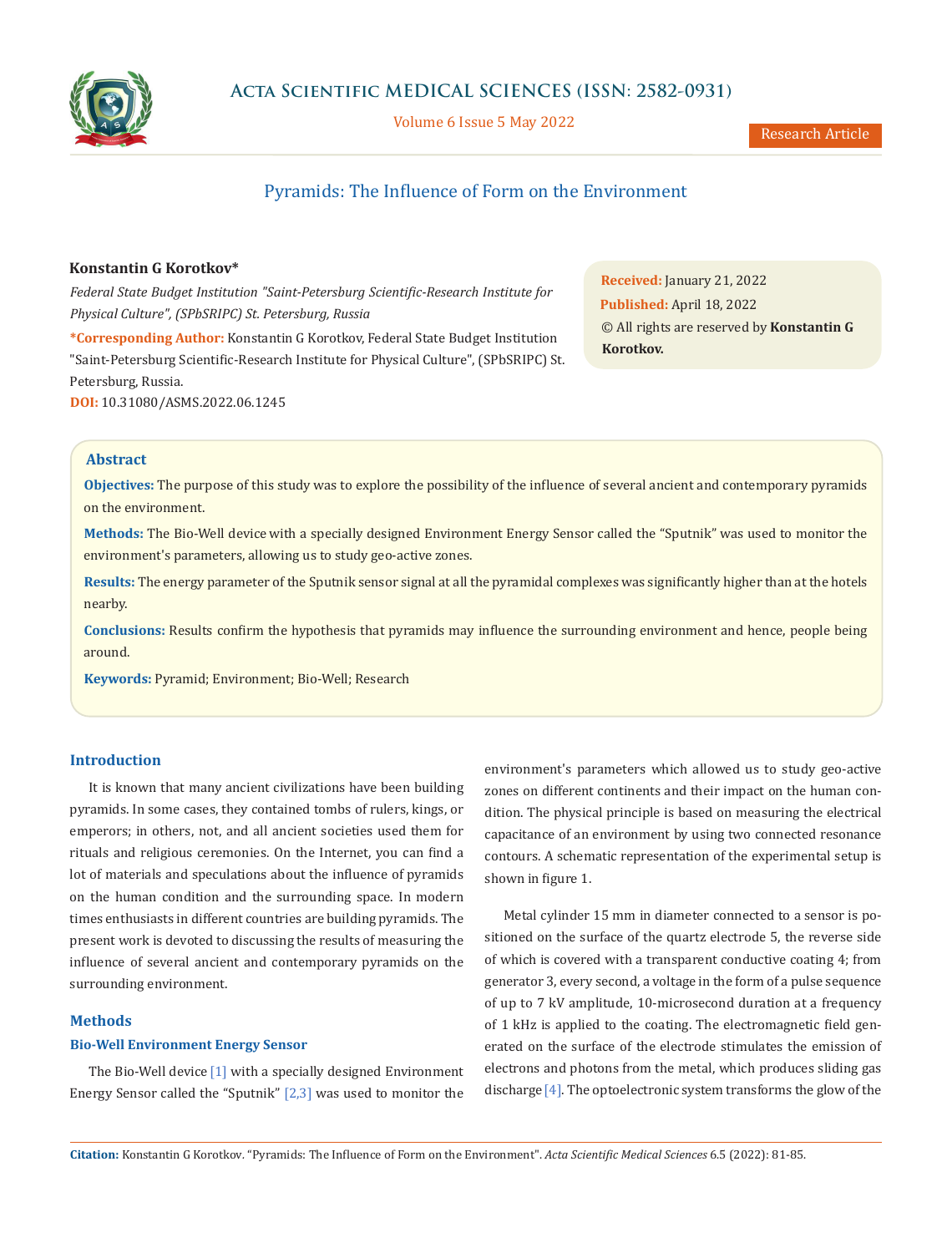# Pyramids: The Influence of Form on the Environment

**Konstantin G Korotkov***

*Federal State Budget Institution "Saint-Petersburg Scientific-Research Institute for Physical Culture", (SPbSRIPC) St. Petersburg, Russia*

***Corresponding Author:** Konstantin G Korotkov, Federal State Budget Institution "Saint-Petersburg Scientific-Research Institute for Physical Culture", (SPbSRIPC) St. Petersburg, Russia.

**DOI:** 10.31080/ASMS.2022.06.1245

**Received:** January 21, 2022
**Published:** April 18, 2022
© All rights are reserved by **Konstantin G Korotkov.**

## Abstract

**Objectives:** The purpose of this study was to explore the possibility of the influence of several ancient and contemporary pyramids on the environment.

**Methods:** The Bio-Well device with a specially designed Environment Energy Sensor called the "Sputnik" was used to monitor the environment's parameters, allowing us to study geo-active zones.

**Results:** The energy parameter of the Sputnik sensor signal at all the pyramidal complexes was significantly higher than at the hotels nearby.

**Conclusions:** Results confirm the hypothesis that pyramids may influence the surrounding environment and hence, people being around.

**Keywords:** Pyramid; Environment; Bio-Well; Research

## Introduction

It is known that many ancient civilizations have been building pyramids. In some cases, they contained tombs of rulers, kings, or emperors; in others, not, and all ancient societies used them for rituals and religious ceremonies. On the Internet, you can find a lot of materials and speculations about the influence of pyramids on the human condition and the surrounding space. In modern times enthusiasts in different countries are building pyramids. The present work is devoted to discussing the results of measuring the influence of several ancient and contemporary pyramids on the surrounding environment.

## Methods

### Bio-Well Environment Energy Sensor

The Bio-Well device [1] with a specially designed Environment Energy Sensor called the "Sputnik" [2,3] was used to monitor the environment's parameters which allowed us to study geo-active zones on different continents and their impact on the human condition. The physical principle is based on measuring the electrical capacitance of an environment by using two connected resonance contours. A schematic representation of the experimental setup is shown in figure 1.

Metal cylinder 15 mm in diameter connected to a sensor is positioned on the surface of the quartz electrode 5, the reverse side of which is covered with a transparent conductive coating 4; from generator 3, every second, a voltage in the form of a pulse sequence of up to 7 kV amplitude, 10-microsecond duration at a frequency of 1 kHz is applied to the coating. The electromagnetic field generated on the surface of the electrode stimulates the emission of electrons and photons from the metal, which produces sliding gas discharge [4]. The optoelectronic system transforms the glow of the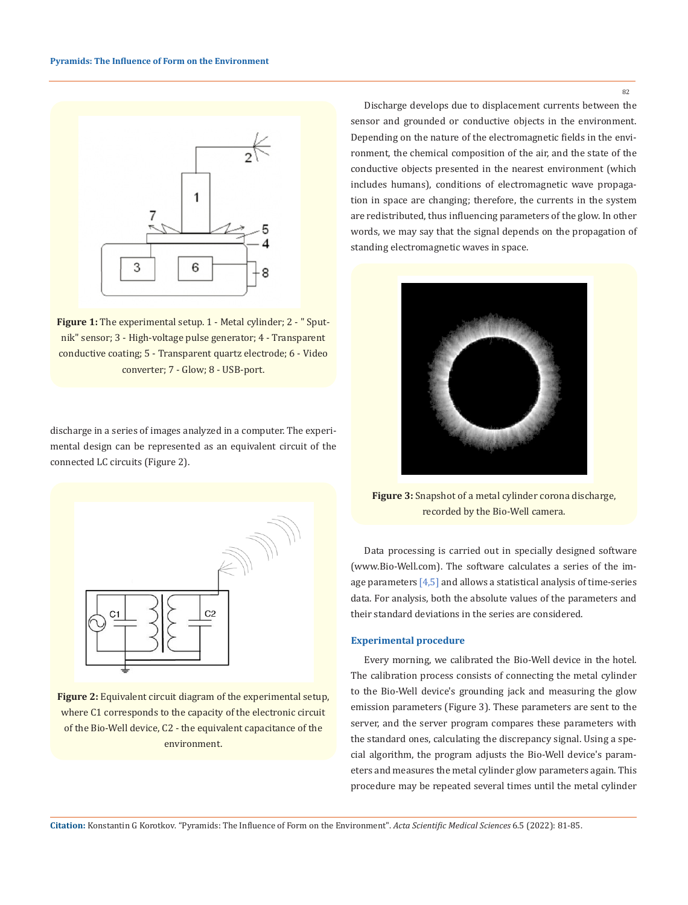**Figure 1:** The experimental setup. 1 - Metal cylinder; 2 - " Sputnik" sensor; 3 - High-voltage pulse generator; 4 - Transparent conductive coating; 5 - Transparent quartz electrode; 6 - Video converter; 7 - Glow; 8 - USB-port.

discharge in a series of images analyzed in a computer. The experimental design can be represented as an equivalent circuit of the connected LC circuits (Figure 2).

**Figure 2:** Equivalent circuit diagram of the experimental setup, where C1 corresponds to the capacity of the electronic circuit of the Bio-Well device, C2 - the equivalent capacitance of the environment.

Discharge develops due to displacement currents between the sensor and grounded or conductive objects in the environment. Depending on the nature of the electromagnetic fields in the environment, the chemical composition of the air, and the state of the conductive objects presented in the nearest environment (which includes humans), conditions of electromagnetic wave propagation in space are changing; therefore, the currents in the system are redistributed, thus influencing parameters of the glow. In other words, we may say that the signal depends on the propagation of standing electromagnetic waves in space.

**Figure 3:** Snapshot of a metal cylinder corona discharge, recorded by the Bio-Well camera.

Data processing is carried out in specially designed software (www.Bio-Well.com). The software calculates a series of the image parameters [4,5] and allows a statistical analysis of time-series data. For analysis, both the absolute values of the parameters and their standard deviations in the series are considered.

### Experimental procedure

Every morning, we calibrated the Bio-Well device in the hotel. The calibration process consists of connecting the metal cylinder to the Bio-Well device's grounding jack and measuring the glow emission parameters (Figure 3). These parameters are sent to the server, and the server program compares these parameters with the standard ones, calculating the discrepancy signal. Using a special algorithm, the program adjusts the Bio-Well device's parameters and measures the metal cylinder glow parameters again. This procedure may be repeated several times until the metal cylinder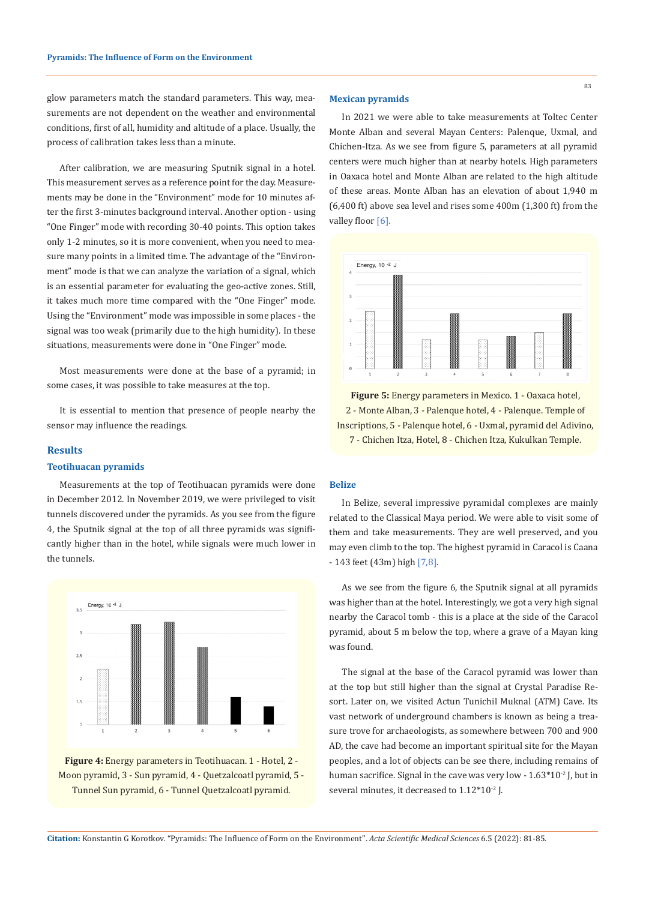glow parameters match the standard parameters. This way, measurements are not dependent on the weather and environmental conditions, first of all, humidity and altitude of a place. Usually, the process of calibration takes less than a minute.

After calibration, we are measuring Sputnik signal in a hotel. This measurement serves as a reference point for the day. Measurements may be done in the "Environment" mode for 10 minutes after the first 3-minutes background interval. Another option - using "One Finger" mode with recording 30-40 points. This option takes only 1-2 minutes, so it is more convenient, when you need to measure many points in a limited time. The advantage of the "Environment" mode is that we can analyze the variation of a signal, which is an essential parameter for evaluating the geo-active zones. Still, it takes much more time compared with the "One Finger" mode. Using the "Environment" mode was impossible in some places - the signal was too weak (primarily due to the high humidity). In these situations, measurements were done in "One Finger" mode.

Most measurements were done at the base of a pyramid; in some cases, it was possible to take measures at the top.

It is essential to mention that presence of people nearby the sensor may influence the readings.

## Results

### Teotihuacan pyramids

Measurements at the top of Teotihuacan pyramids were done in December 2012. In November 2019, we were privileged to visit tunnels discovered under the pyramids. As you see from the figure 4, the Sputnik signal at the top of all three pyramids was significantly higher than in the hotel, while signals were much lower in the tunnels.

**Figure 4:** Energy parameters in Teotihuacan. 1 - Hotel, 2 - Moon pyramid, 3 - Sun pyramid, 4 - Quetzalcoatl pyramid, 5 - Tunnel Sun pyramid, 6 - Tunnel Quetzalcoatl pyramid.

### Mexican pyramids

In 2021 we were able to take measurements at Toltec Center Monte Alban and several Mayan Centers: Palenque, Uxmal, and Chichen-Itza. As we see from figure 5, parameters at all pyramid centers were much higher than at nearby hotels. High parameters in Oaxaca hotel and Monte Alban are related to the high altitude of these areas. Monte Alban has an elevation of about 1,940 m (6,400 ft) above sea level and rises some 400m (1,300 ft) from the valley floor [6].

**Figure 5:** Energy parameters in Mexico. 1 - Oaxaca hotel, 2 - Monte Alban, 3 - Palenque hotel, 4 - Palenque. Temple of Inscriptions, 5 - Palenque hotel, 6 - Uxmal, pyramid del Adivino, 7 - Chichen Itza, Hotel, 8 - Chichen Itza, Kukulkan Temple.

### Belize

In Belize, several impressive pyramidal complexes are mainly related to the Classical Maya period. We were able to visit some of them and take measurements. They are well preserved, and you may even climb to the top. The highest pyramid in Caracol is Caana - 143 feet (43m) high [7,8].

As we see from the figure 6, the Sputnik signal at all pyramids was higher than at the hotel. Interestingly, we got a very high signal nearby the Caracol tomb - this is a place at the side of the Caracol pyramid, about 5 m below the top, where a grave of a Mayan king was found.

The signal at the base of the Caracol pyramid was lower than at the top but still higher than the signal at Crystal Paradise Resort. Later on, we visited Actun Tunichil Muknal (ATM) Cave. Its vast network of underground chambers is known as being a treasure trove for archaeologists, as somewhere between 700 and 900 AD, the cave had become an important spiritual site for the Mayan peoples, and a lot of objects can be see there, including remains of human sacrifice. Signal in the cave was very low - $1.63 \times 10^{-2}$ J, but in several minutes, it decreased to $1.12 \times 10^{-2}$ J.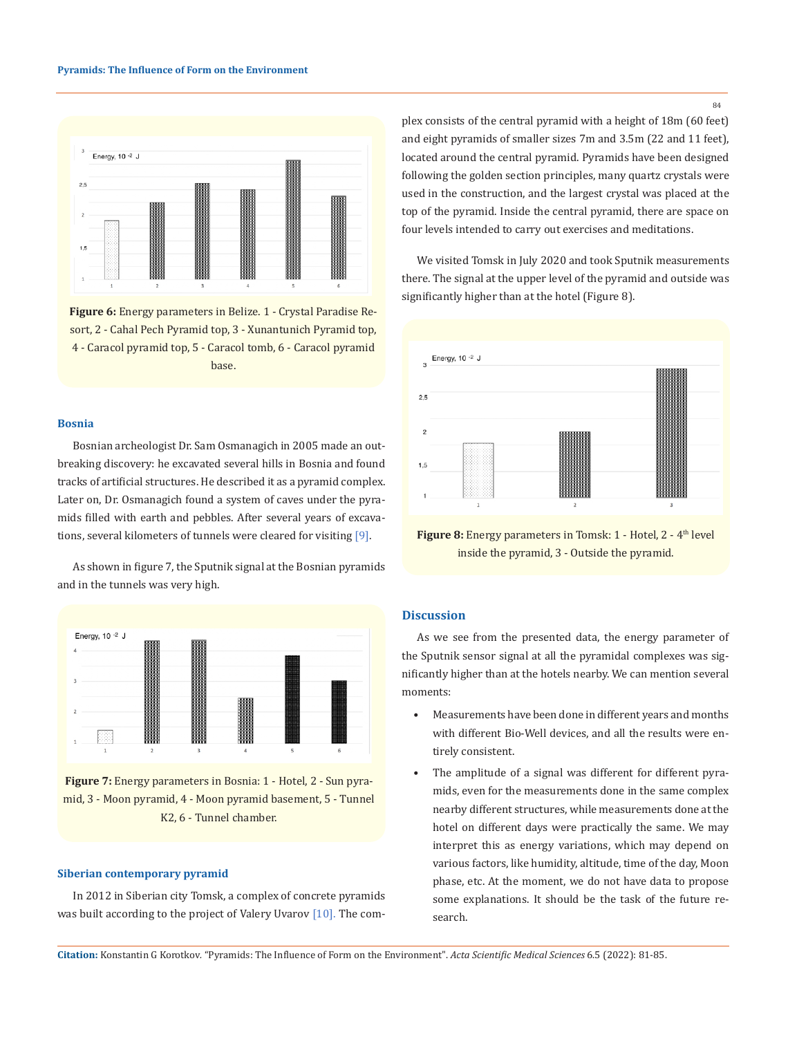**Figure 6:** Energy parameters in Belize. 1 - Crystal Paradise Resort, 2 - Cahal Pech Pyramid top, 3 - Xunantunich Pyramid top, 4 - Caracol pyramid top, 5 - Caracol tomb, 6 - Caracol pyramid base.

### Bosnia

Bosnian archeologist Dr. Sam Osmanagich in 2005 made an outbreaking discovery: he excavated several hills in Bosnia and found tracks of artificial structures. He described it as a pyramid complex. Later on, Dr. Osmanagich found a system of caves under the pyramids filled with earth and pebbles. After several years of excavations, several kilometers of tunnels were cleared for visiting [9].

As shown in figure 7, the Sputnik signal at the Bosnian pyramids and in the tunnels was very high.

**Figure 7:** Energy parameters in Bosnia: 1 - Hotel, 2 - Sun pyramid, 3 - Moon pyramid, 4 - Moon pyramid basement, 5 - Tunnel K2, 6 - Tunnel chamber.

### Siberian contemporary pyramid

In 2012 in Siberian city Tomsk, a complex of concrete pyramids was built according to the project of Valery Uvarov [10]. The complex consists of the central pyramid with a height of 18m (60 feet) and eight pyramids of smaller sizes 7m and 3.5m (22 and 11 feet), located around the central pyramid. Pyramids have been designed following the golden section principles, many quartz crystals were used in the construction, and the largest crystal was placed at the top of the pyramid. Inside the central pyramid, there are space on four levels intended to carry out exercises and meditations.

We visited Tomsk in July 2020 and took Sputnik measurements there. The signal at the upper level of the pyramid and outside was significantly higher than at the hotel (Figure 8).

**Figure 8:** Energy parameters in Tomsk: 1 - Hotel, 2 - 4th level inside the pyramid, 3 - Outside the pyramid.

### Discussion

As we see from the presented data, the energy parameter of the Sputnik sensor signal at all the pyramidal complexes was significantly higher than at the hotels nearby. We can mention several moments:

- Measurements have been done in different years and months with different Bio-Well devices, and all the results were entirely consistent.
- The amplitude of a signal was different for different pyramids, even for the measurements done in the same complex nearby different structures, while measurements done at the hotel on different days were practically the same. We may interpret this as energy variations, which may depend on various factors, like humidity, altitude, time of the day, Moon phase, etc. At the moment, we do not have data to propose some explanations. It should be the task of the future research.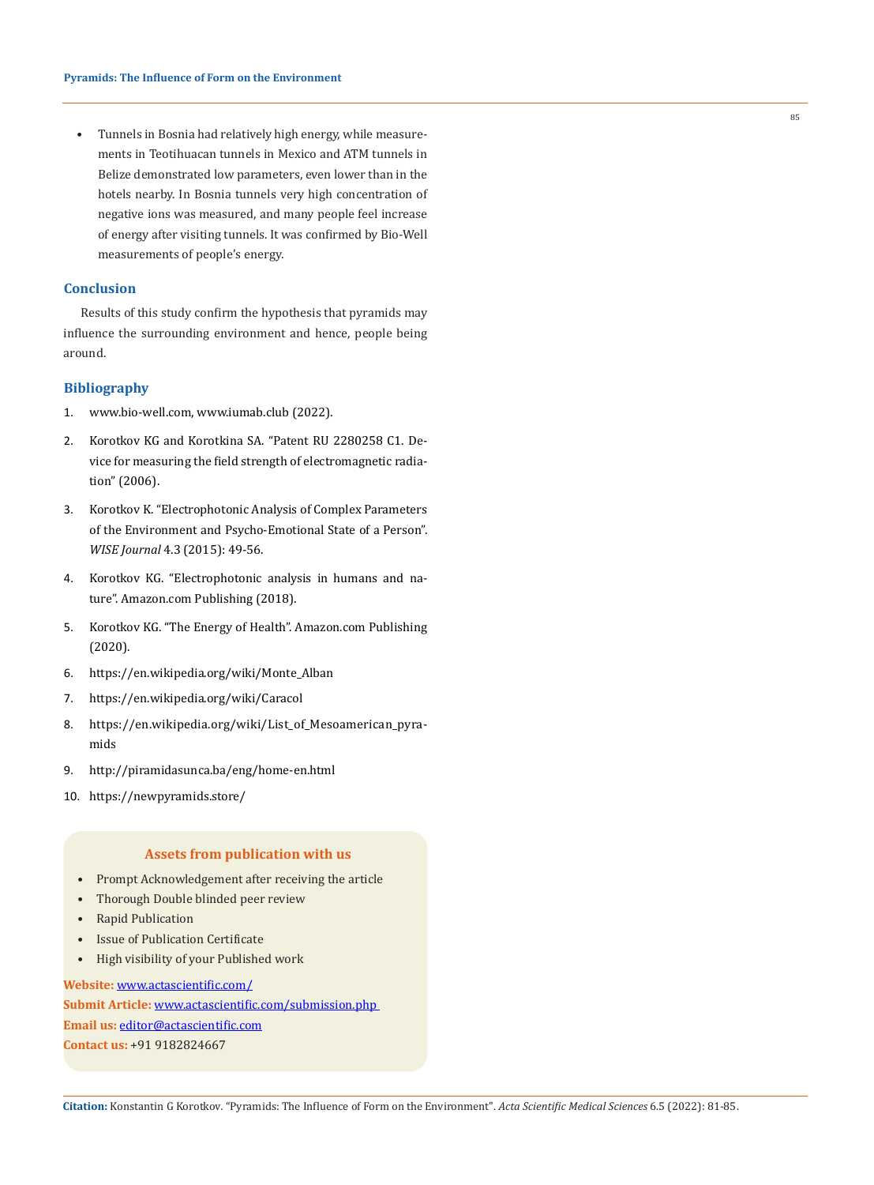- Tunnels in Bosnia had relatively high energy, while measurements in Teotihuacan tunnels in Mexico and ATM tunnels in Belize demonstrated low parameters, even lower than in the hotels nearby. In Bosnia tunnels very high concentration of negative ions was measured, and many people feel increase of energy after visiting tunnels. It was confirmed by Bio-Well measurements of people's energy.

## Conclusion

Results of this study confirm the hypothesis that pyramids may influence the surrounding environment and hence, people being around.

## Bibliography

1. www.bio-well.com, www.iumab.club (2022).
2. Korotkov KG and Korotkina SA. "Patent RU 2280258 C1. Device for measuring the field strength of electromagnetic radiation" (2006).
3. Korotkov K. "Electrophotonic Analysis of Complex Parameters of the Environment and Psycho-Emotional State of a Person". *WISE Journal* 4.3 (2015): 49-56.
4. Korotkov KG. "Electrophotonic analysis in humans and nature". Amazon.com Publishing (2018).
5. Korotkov KG. "The Energy of Health". Amazon.com Publishing (2020).
6. https://en.wikipedia.org/wiki/Monte_Alban
7. https://en.wikipedia.org/wiki/Caracol
8. https://en.wikipedia.org/wiki/List_of_Mesoamerican_pyramids
9. http://piramidasunca.ba/eng/home-en.html
10. https://newpyramids.store/

### Assets from publication with us

- Prompt Acknowledgement after receiving the article
- Thorough Double blinded peer review
- Rapid Publication
- Issue of Publication Certificate
- High visibility of your Published work

**Website:** www.actascientific.com/
**Submit Article:** www.actascientific.com/submission.php
**Email us:** editor@actascientific.com
**Contact us:** +91 9182824667

**Citation:** Konstantin G Korotkov. "Pyramids: The Influence of Form on the Environment". *Acta Scientific Medical Sciences* 6.5 (2022): 81-85.